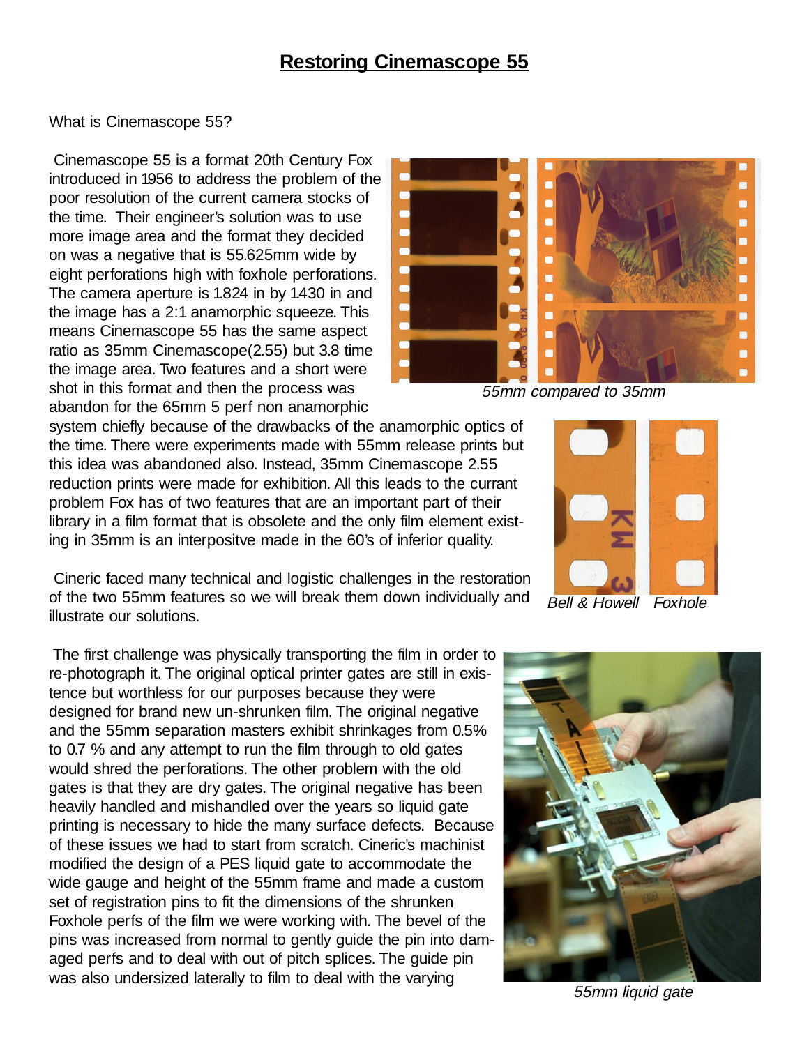# Restoring Cinemascope 55

What is Cinemascope 55?

Cinemascope 55 is a format 20th Century Fox introduced in 1956 to address the problem of the poor resolution of the current camera stocks of the time. Their engineer's solution was to use more image area and the format they decided on was a negative that is 55.625mm wide by eight perforations high with foxhole perforations. The camera aperture is 1.824 in by 1.430 in and the image has a 2:1 anamorphic squeeze. This means Cinemascope 55 has the same aspect ratio as 35mm Cinemascope(2.55) but 3.8 time the image area. Two features and a short were shot in this format and then the process was abandon for the 65mm 5 perf non anamorphic system chiefly because of the drawbacks of the anamorphic optics of the time. There were experiments made with 55mm release prints but this idea was abandoned also. Instead, 35mm Cinemascope 2.55 reduction prints were made for exhibition. All this leads to the currant problem Fox has of two features that are an important part of their library in a film format that is obsolete and the only film element existing in 35mm is an interpositve made in the 60's of inferior quality.

*55mm compared to 35mm*

*Bell & Howell* *Foxhole*

Cineric faced many technical and logistic challenges in the restoration of the two 55mm features so we will break them down individually and illustrate our solutions.

The first challenge was physically transporting the film in order to re-photograph it. The original optical printer gates are still in existence but worthless for our purposes because they were designed for brand new un-shrunken film. The original negative and the 55mm separation masters exhibit shrinkages from 0.5% to 0.7 % and any attempt to run the film through to old gates would shred the perforations. The other problem with the old gates is that they are dry gates. The original negative has been heavily handled and mishandled over the years so liquid gate printing is necessary to hide the many surface defects. Because of these issues we had to start from scratch. Cineric's machinist modified the design of a PES liquid gate to accommodate the wide gauge and height of the 55mm frame and made a custom set of registration pins to fit the dimensions of the shrunken Foxhole perfs of the film we were working with. The bevel of the pins was increased from normal to gently guide the pin into damaged perfs and to deal with out of pitch splices. The guide pin was also undersized laterally to film to deal with the varying

*55mm liquid gate*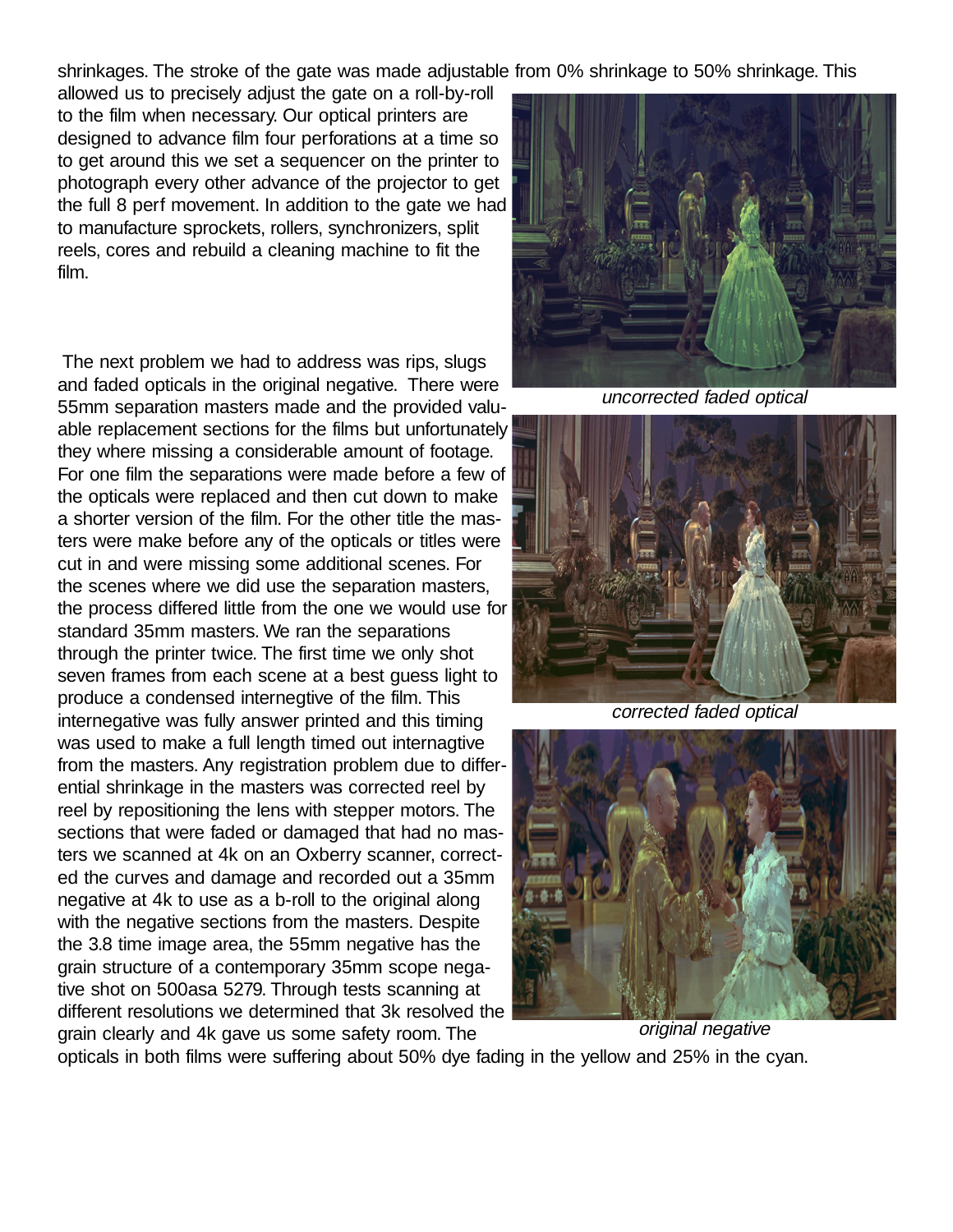shrinkages. The stroke of the gate was made adjustable from 0% shrinkage to 50% shrinkage. This allowed us to precisely adjust the gate on a roll-by-roll to the film when necessary. Our optical printers are designed to advance film four perforations at a time so to get around this we set a sequencer on the printer to photograph every other advance of the projector to get the full 8 perf movement. In addition to the gate we had to manufacture sprockets, rollers, synchronizers, split reels, cores and rebuild a cleaning machine to fit the film.

The next problem we had to address was rips, slugs and faded opticals in the original negative. There were 55mm separation masters made and the provided valuable replacement sections for the films but unfortunately they where missing a considerable amount of footage. For one film the separations were made before a few of the opticals were replaced and then cut down to make a shorter version of the film. For the other title the masters were make before any of the opticals or titles were cut in and were missing some additional scenes. For the scenes where we did use the separation masters, the process differed little from the one we would use for standard 35mm masters. We ran the separations through the printer twice. The first time we only shot seven frames from each scene at a best guess light to produce a condensed internegtive of the film. This internegative was fully answer printed and this timing was used to make a full length timed out internagtive from the masters. Any registration problem due to differential shrinkage in the masters was corrected reel by reel by repositioning the lens with stepper motors. The sections that were faded or damaged that had no masters we scanned at 4k on an Oxberry scanner, corrected the curves and damage and recorded out a 35mm negative at 4k to use as a b-roll to the original along with the negative sections from the masters. Despite the 3.8 time image area, the 55mm negative has the grain structure of a contemporary 35mm scope negative shot on 500asa 5279. Through tests scanning at different resolutions we determined that 3k resolved the grain clearly and 4k gave us some safety room. The opticals in both films were suffering about 50% dye fading in the yellow and 25% in the cyan.

*uncorrected faded optical*

*corrected faded optical*

*original negative*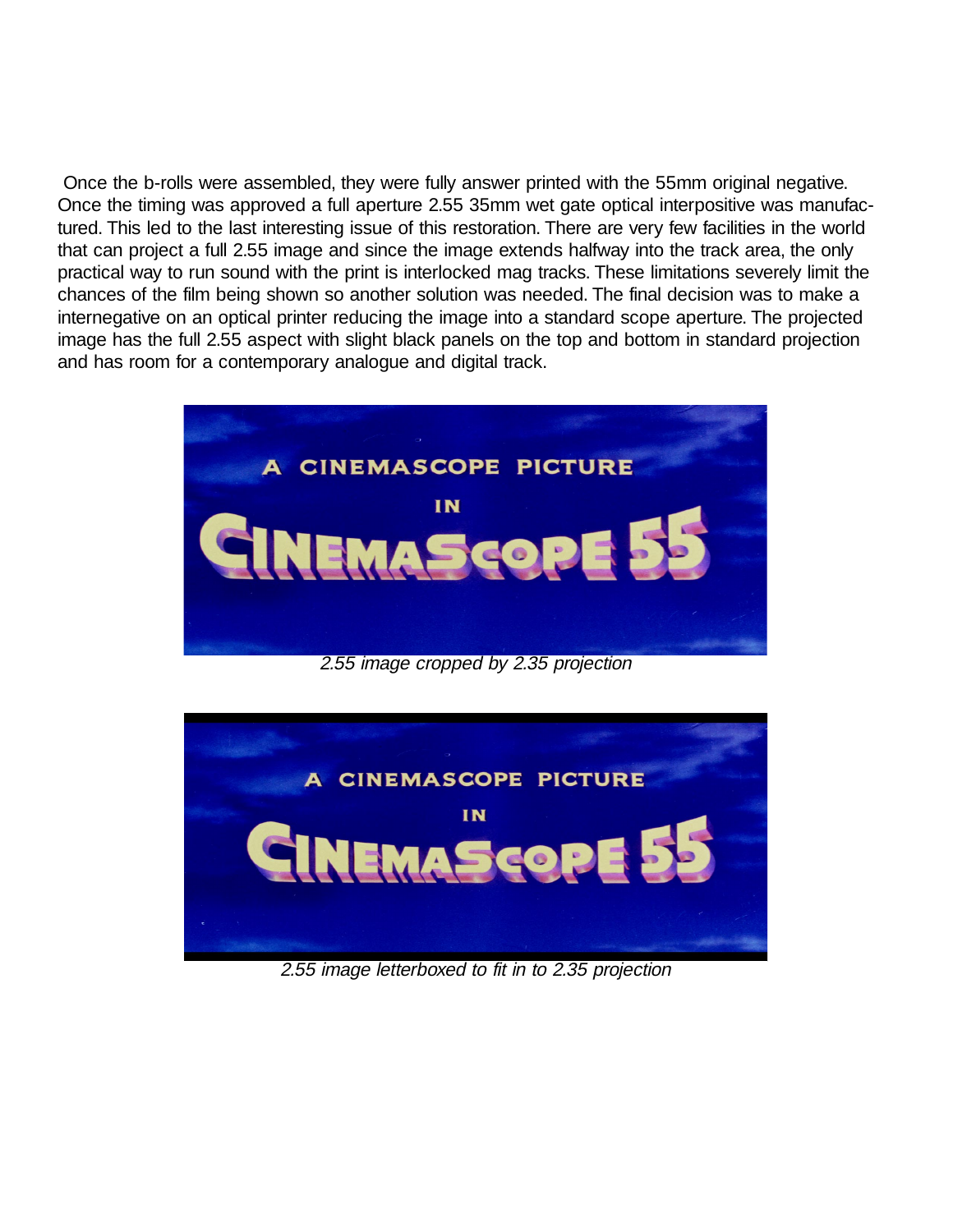Once the b-rolls were assembled, they were fully answer printed with the 55mm original negative. Once the timing was approved a full aperture 2.55 35mm wet gate optical interpositive was manufactured. This led to the last interesting issue of this restoration. There are very few facilities in the world that can project a full 2.55 image and since the image extends halfway into the track area, the only practical way to run sound with the print is interlocked mag tracks. These limitations severely limit the chances of the film being shown so another solution was needed. The final decision was to make a internegative on an optical printer reducing the image into a standard scope aperture. The projected image has the full 2.55 aspect with slight black panels on the top and bottom in standard projection and has room for a contemporary analogue and digital track.

*2.55 image cropped by 2.35 projection*

*2.55 image letterboxed to fit in to 2.35 projection*